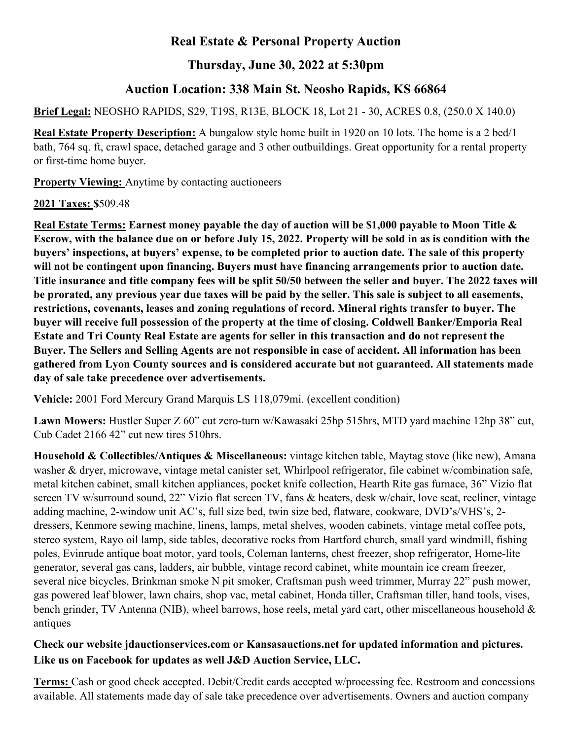# Real Estate & Personal Property Auction

## Thursday, June 30, 2022 at 5:30pm

## Auction Location: 338 Main St. Neosho Rapids, KS 66864

**Brief Legal:** NEOSHO RAPIDS, S29, T19S, R13E, BLOCK 18, Lot 21 - 30, ACRES 0.8, (250.0 X 140.0)

**Real Estate Property Description:** A bungalow style home built in 1920 on 10 lots. The home is a 2 bed/1 bath, 764 sq. ft, crawl space, detached garage and 3 other outbuildings. Great opportunity for a rental property or first-time home buyer.

**Property Viewing:** Anytime by contacting auctioneers

**2021 Taxes:** $509.48

**Real Estate Terms: Earnest money payable the day of auction will be $1,000 payable to Moon Title & Escrow, with the balance due on or before July 15, 2022. Property will be sold in as is condition with the buyers' inspections, at buyers' expense, to be completed prior to auction date. The sale of this property will not be contingent upon financing. Buyers must have financing arrangements prior to auction date. Title insurance and title company fees will be split 50/50 between the seller and buyer. The 2022 taxes will be prorated, any previous year due taxes will be paid by the seller. This sale is subject to all easements, restrictions, covenants, leases and zoning regulations of record. Mineral rights transfer to buyer. The buyer will receive full possession of the property at the time of closing. Coldwell Banker/Emporia Real Estate and Tri County Real Estate are agents for seller in this transaction and do not represent the Buyer. The Sellers and Selling Agents are not responsible in case of accident. All information has been gathered from Lyon County sources and is considered accurate but not guaranteed. All statements made day of sale take precedence over advertisements.**

**Vehicle:** 2001 Ford Mercury Grand Marquis LS 118,079mi. (excellent condition)

**Lawn Mowers:** Hustler Super Z 60" cut zero-turn w/Kawasaki 25hp 515hrs, MTD yard machine 12hp 38" cut, Cub Cadet 2166 42" cut new tires 510hrs.

**Household & Collectibles/Antiques & Miscellaneous:** vintage kitchen table, Maytag stove (like new), Amana washer & dryer, microwave, vintage metal canister set, Whirlpool refrigerator, file cabinet w/combination safe, metal kitchen cabinet, small kitchen appliances, pocket knife collection, Hearth Rite gas furnace, 36" Vizio flat screen TV w/surround sound, 22" Vizio flat screen TV, fans & heaters, desk w/chair, love seat, recliner, vintage adding machine, 2-window unit AC's, full size bed, twin size bed, flatware, cookware, DVD's/VHS's, 2-dressers, Kenmore sewing machine, linens, lamps, metal shelves, wooden cabinets, vintage metal coffee pots, stereo system, Rayo oil lamp, side tables, decorative rocks from Hartford church, small yard windmill, fishing poles, Evinrude antique boat motor, yard tools, Coleman lanterns, chest freezer, shop refrigerator, Home-lite generator, several gas cans, ladders, air bubble, vintage record cabinet, white mountain ice cream freezer, several nice bicycles, Brinkman smoke N pit smoker, Craftsman push weed trimmer, Murray 22" push mower, gas powered leaf blower, lawn chairs, shop vac, metal cabinet, Honda tiller, Craftsman tiller, hand tools, vises, bench grinder, TV Antenna (NIB), wheel barrows, hose reels, metal yard cart, other miscellaneous household & antiques

**Check our website jdauctionservices.com or Kansasauctions.net for updated information and pictures. Like us on Facebook for updates as well J&D Auction Service, LLC.**

**Terms:** Cash or good check accepted. Debit/Credit cards accepted w/processing fee. Restroom and concessions available. All statements made day of sale take precedence over advertisements. Owners and auction company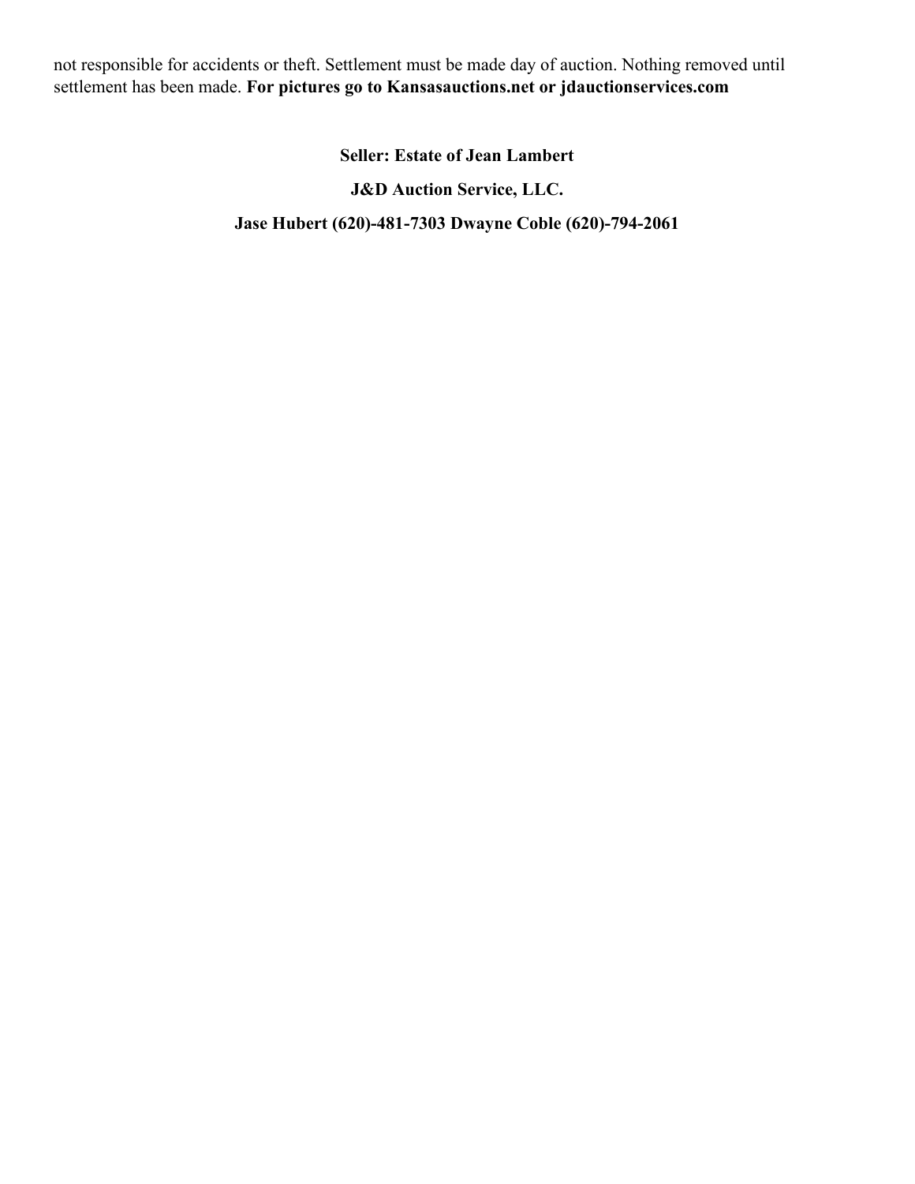not responsible for accidents or theft. Settlement must be made day of auction. Nothing removed until settlement has been made. **For pictures go to Kansasauctions.net or jdauctionservices.com**

**Seller: Estate of Jean Lambert**

**J&D Auction Service, LLC.**

**Jase Hubert (620)-481-7303 Dwayne Coble (620)-794-2061**